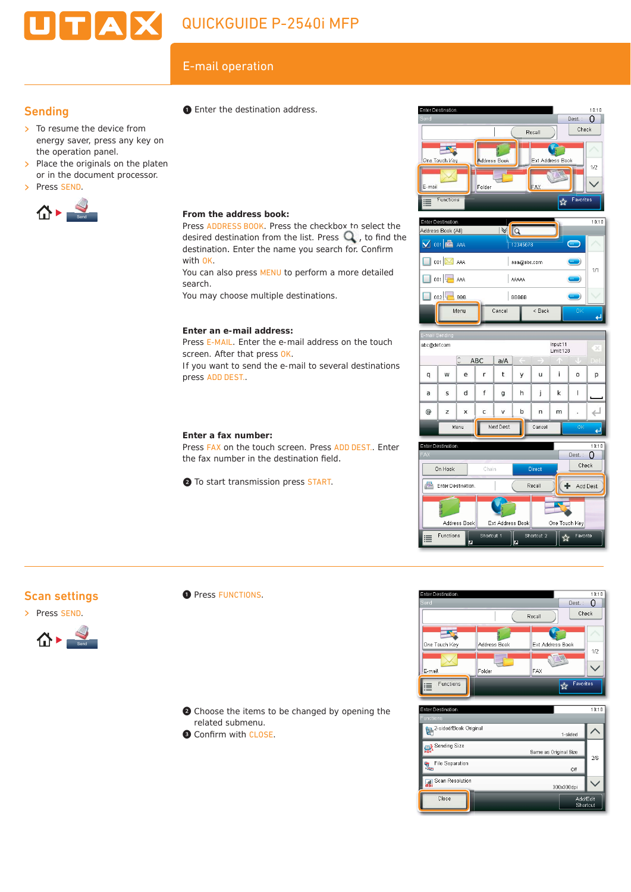# UTAX

# QUICKGUIDE P-2540i MFP

## E-mail operation

### Sending

- To resume the device from energy saver, press any key on the operation panel.
- Place the originals on the platen or in the document processor.
- Press SEND.

1. Enter the destination address.

**From the address book:**
Press ADDRESS BOOK. Press the checkbox to select the desired destination from the list. Press 🔍, to find the destination. Enter the name you search for. Confirm with OK.
You can also press MENU to perform a more detailed search.
You may choose multiple destinations.

**Enter an e-mail address:**
Press E-MAIL. Enter the e-mail address on the touch screen. After that press OK.
If you want to send the e-mail to several destinations press ADD DEST..

**Enter a fax number:**
Press FAX on the touch screen. Press ADD DEST.. Enter the fax number in the destination field.

2. To start transmission press START.

### Scan settings

- Press SEND.

1. Press FUNCTIONS.
2. Choose the items to be changed by opening the related submenu.
3. Confirm with CLOSE.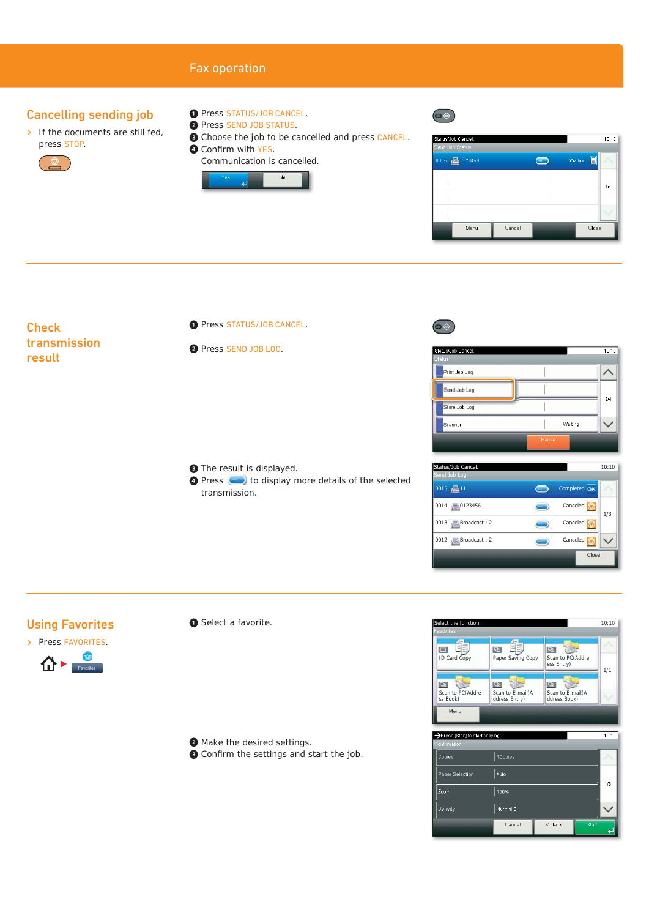# Fax operation

## Cancelling sending job

> If the documents are still fed, press STOP.

1. Press STATUS/JOB CANCEL.
2. Press SEND JOB STATUS.
3. Choose the job to be cancelled and press CANCEL.
4. Confirm with YES.
   Communication is cancelled.

## Check transmission result

1. Press STATUS/JOB CANCEL.
2. Press SEND JOB LOG.
3. The result is displayed.
4. Press [button] to display more details of the selected transmission.

## Using Favorites

> Press FAVORITES.

1. Select a favorite.
2. Make the desired settings.
3. Confirm the settings and start the job.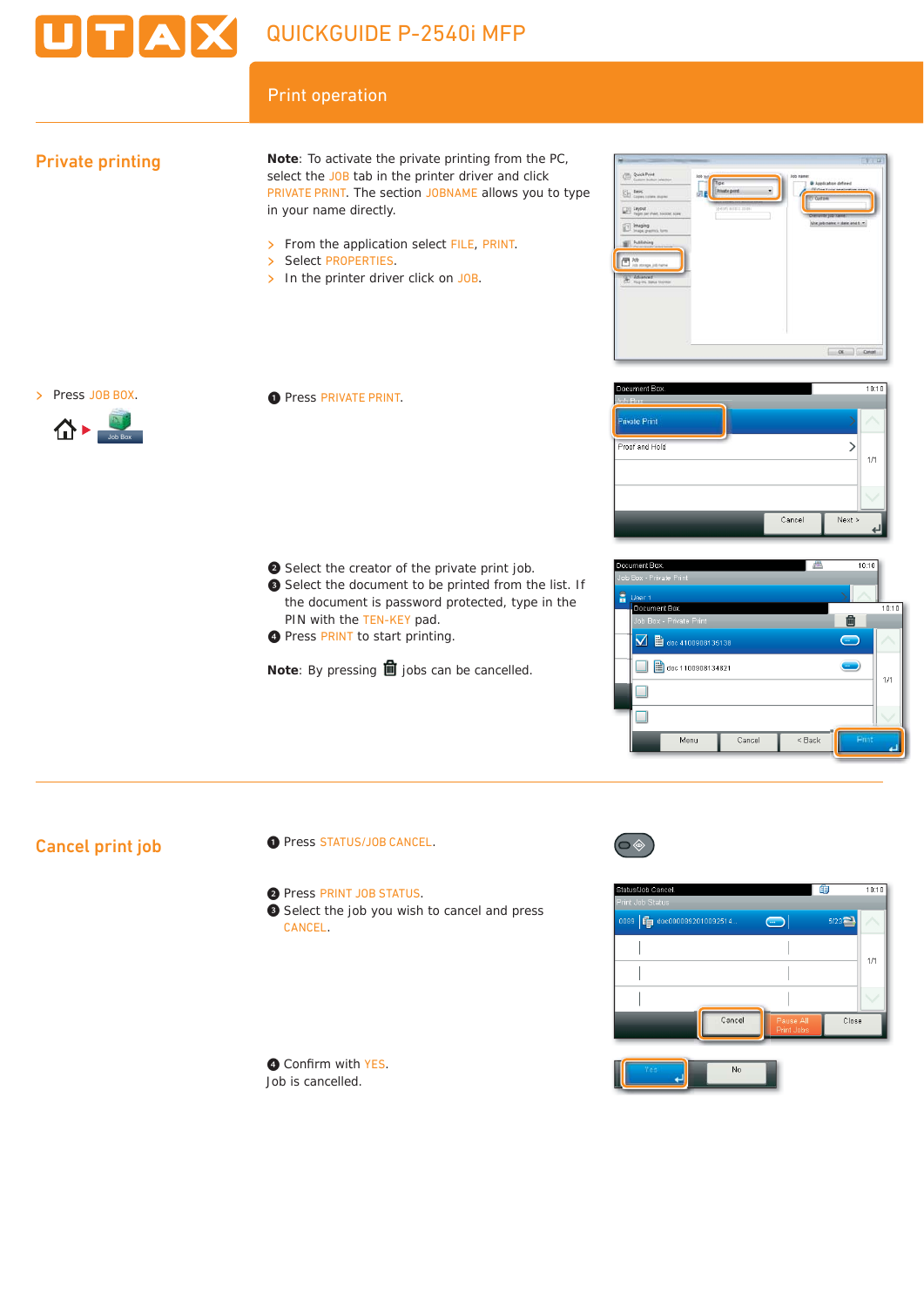# Print operation

## Private printing

**Note**: To activate the private printing from the PC, select the JOB tab in the printer driver and click PRIVATE PRINT. The section JOBNAME allows you to type in your name directly.

- From the application select FILE, PRINT.
- Select PROPERTIES.
- In the printer driver click on JOB.

- Press JOB BOX.

Job Box

❶ Press PRIVATE PRINT.

❷ Select the creator of the private print job.
❸ Select the document to be printed from the list. If the document is password protected, type in the PIN with the TEN-KEY pad.
❹ Press PRINT to start printing.

**Note**: By pressing 🗑 jobs can be cancelled.

## Cancel print job

❶ Press STATUS/JOB CANCEL.

❷ Press PRINT JOB STATUS.
❸ Select the job you wish to cancel and press CANCEL.

❹ Confirm with YES.
Job is cancelled.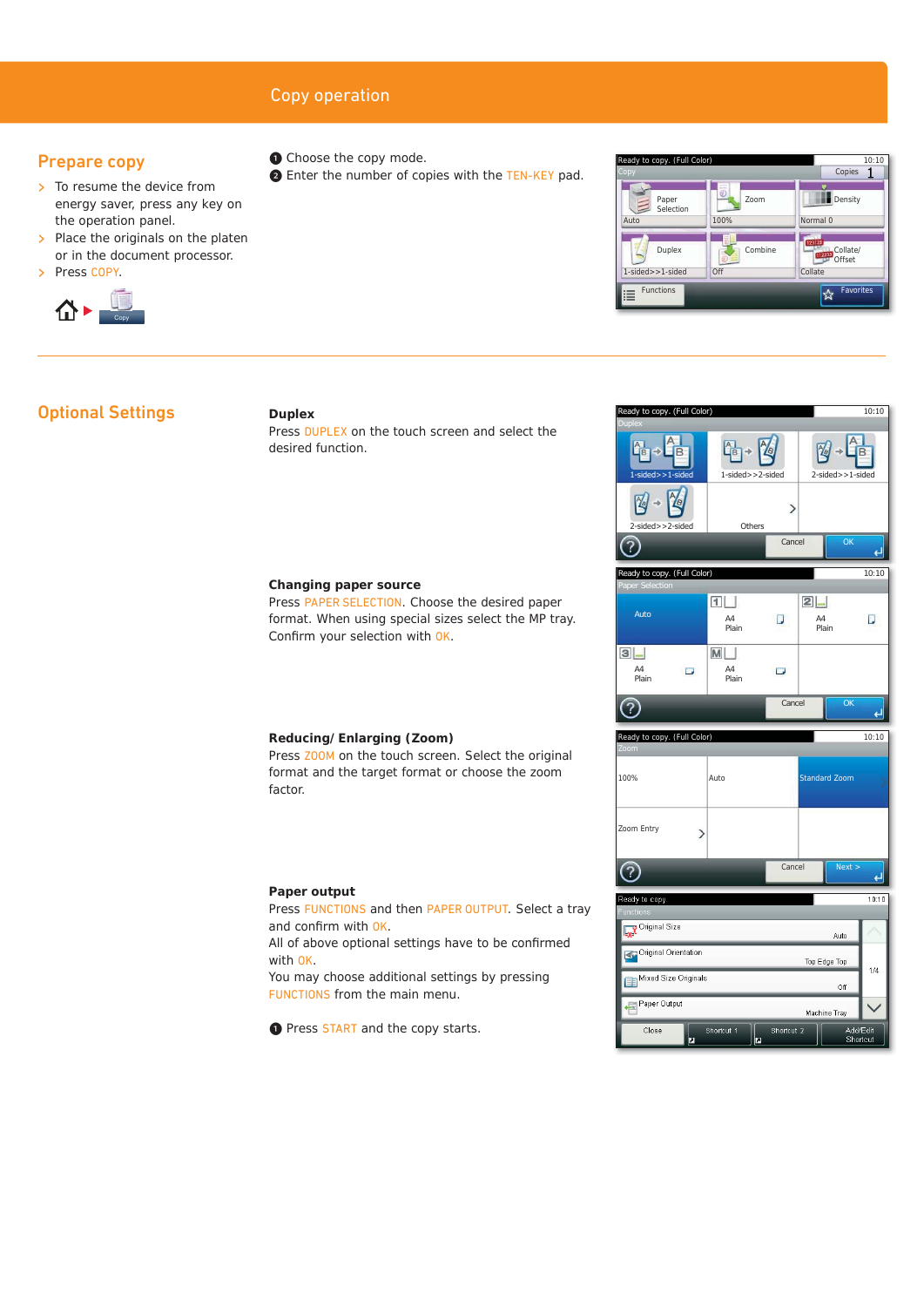# Copy operation

## Prepare copy

- To resume the device from energy saver, press any key on the operation panel.
- Place the originals on the platen or in the document processor.
- Press COPY.

1. Choose the copy mode.
2. Enter the number of copies with the TEN-KEY pad.

## Optional Settings

### Duplex

Press DUPLEX on the touch screen and select the desired function.

### Changing paper source

Press PAPER SELECTION. Choose the desired paper format. When using special sizes select the MP tray. Confirm your selection with OK.

### Reducing/ Enlarging (Zoom)

Press ZOOM on the touch screen. Select the original format and the target format or choose the zoom factor.

### Paper output

Press FUNCTIONS and then PAPER OUTPUT. Select a tray and confirm with OK.
All of above optional settings have to be confirmed with OK.
You may choose additional settings by pressing FUNCTIONS from the main menu.

1. Press START and the copy starts.